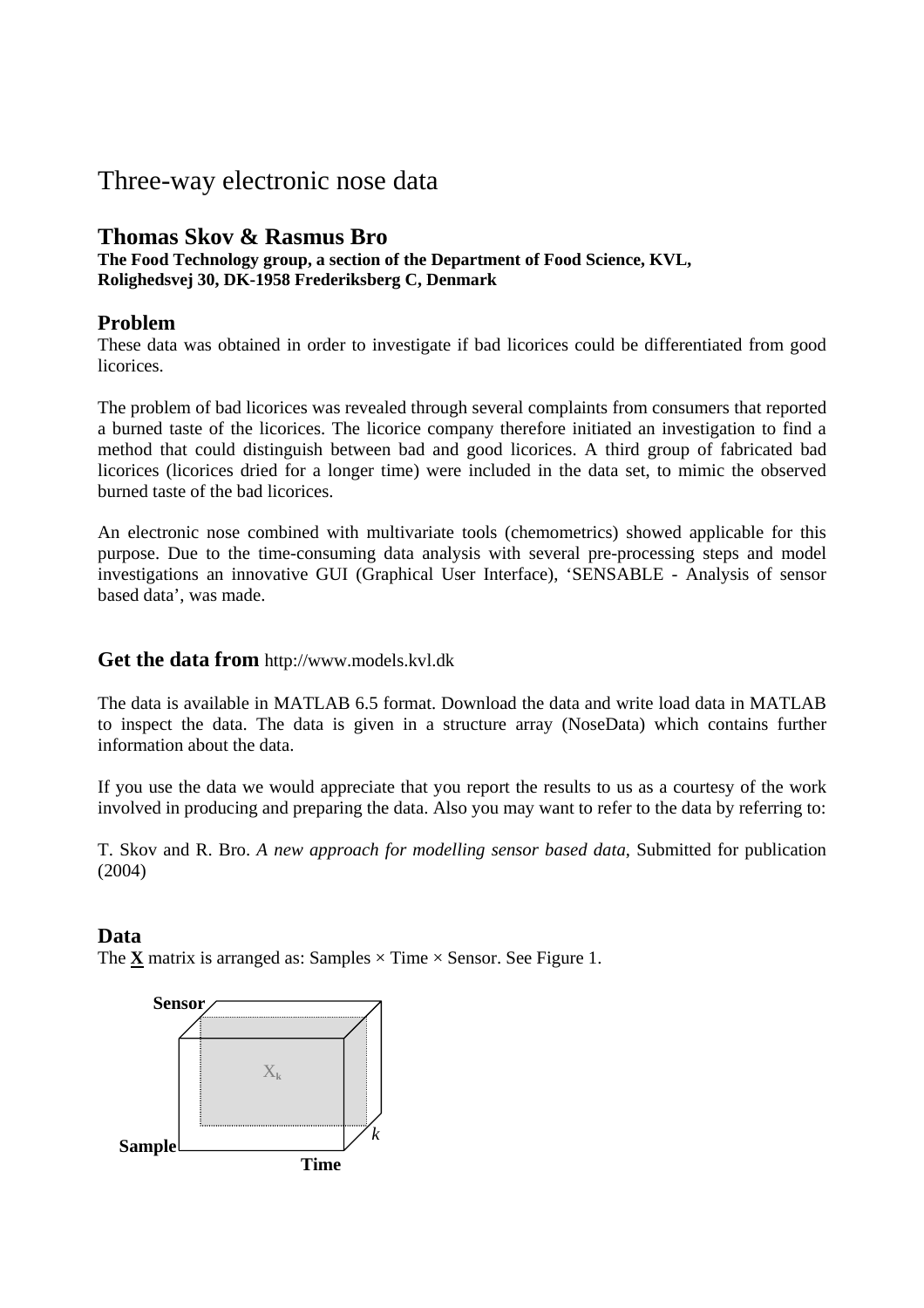# Three-way electronic nose data

## Thomas Skov & Rasmus Bro

**The Food Technology group, a section of the Department of Food Science, KVL, Rolighedsvej 30, DK-1958 Frederiksberg C, Denmark**

## Problem

These data was obtained in order to investigate if bad licorices could be differentiated from good licorices.

The problem of bad licorices was revealed through several complaints from consumers that reported a burned taste of the licorices. The licorice company therefore initiated an investigation to find a method that could distinguish between bad and good licorices. A third group of fabricated bad licorices (licorices dried for a longer time) were included in the data set, to mimic the observed burned taste of the bad licorices.

An electronic nose combined with multivariate tools (chemometrics) showed applicable for this purpose. Due to the time-consuming data analysis with several pre-processing steps and model investigations an innovative GUI (Graphical User Interface), 'SENSABLE - Analysis of sensor based data', was made.

## Get the data from http://www.models.kvl.dk

The data is available in MATLAB 6.5 format. Download the data and write load data in MATLAB to inspect the data. The data is given in a structure array (NoseData) which contains further information about the data.

If you use the data we would appreciate that you report the results to us as a courtesy of the work involved in producing and preparing the data. Also you may want to refer to the data by referring to:

T. Skov and R. Bro. *A new approach for modelling sensor based data*, Submitted for publication (2004)

## Data

The $\underline{\mathbf{X}}$ matrix is arranged as: Samples × Time × Sensor. See Figure 1.

Sensor

$X_k$

*k*

Sample

Time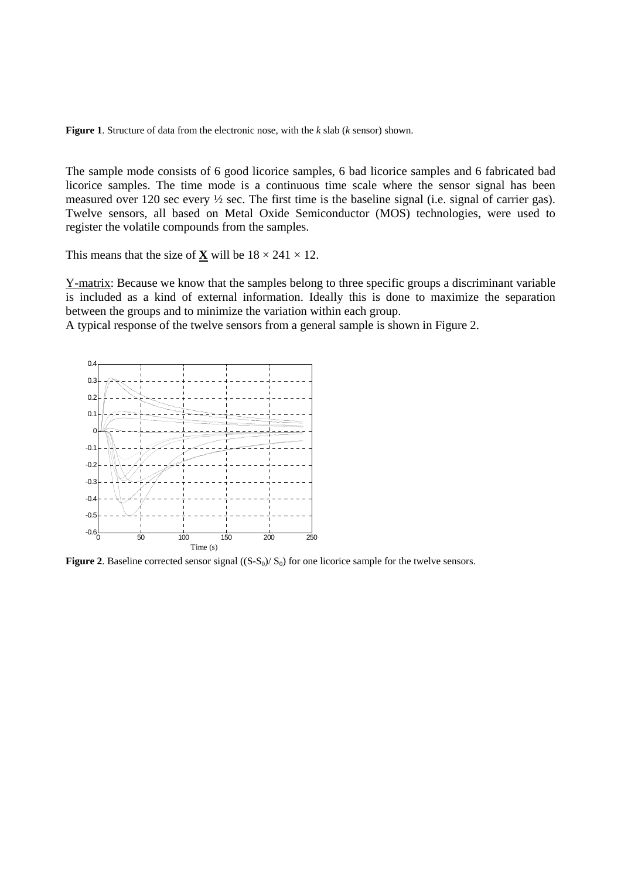**Figure 1**. Structure of data from the electronic nose, with the *k* slab (*k* sensor) shown.

The sample mode consists of 6 good licorice samples, 6 bad licorice samples and 6 fabricated bad licorice samples. The time mode is a continuous time scale where the sensor signal has been measured over 120 sec every ½ sec. The first time is the baseline signal (i.e. signal of carrier gas). Twelve sensors, all based on Metal Oxide Semiconductor (MOS) technologies, were used to register the volatile compounds from the samples.

This means that the size of $\underline{\mathbf{X}}$ will be $18 \times 241 \times 12$.

Y-matrix: Because we know that the samples belong to three specific groups a discriminant variable is included as a kind of external information. Ideally this is done to maximize the separation between the groups and to minimize the variation within each group.
A typical response of the twelve sensors from a general sample is shown in Figure 2.

0.4
0.3
0.2
0.1
0
-0.1
-0.2
-0.3
-0.4
-0.5
-0.6
0
50
100
150
200
250
Time (s)

**Figure 2**. Baseline corrected sensor signal ($(S-S_0)/S_0$) for one licorice sample for the twelve sensors.